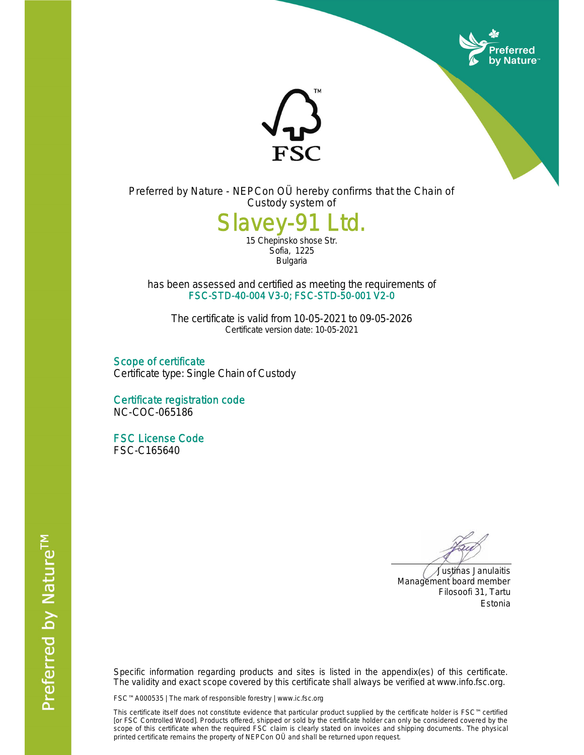Preferred by Nature - NEPCon OÜ hereby confirms that the Chain of Custody system of

# Slavey-91 Ltd.

15 Chepinsko shose Str.
Sofia, 1225
Bulgaria

has been assessed and certified as meeting the requirements of

**FSC-STD-40-004 V3-0; FSC-STD-50-001 V2-0**

The certificate is valid from 10-05-2021 to 09-05-2026

Certificate version date: 10-05-2021

## Scope of certificate

Certificate type: Single Chain of Custody

## Certificate registration code

NC-COC-065186

## FSC License Code

FSC-C165640

Justinas Janulaitis
Management board member
Filosoofi 31, Tartu
Estonia

Specific information regarding products and sites is listed in the appendix(es) of this certificate. The validity and exact scope covered by this certificate shall always be verified at www.info.fsc.org.

FSC™ A000535 | The mark of responsible forestry | www.ic.fsc.org

This certificate itself does not constitute evidence that particular product supplied by the certificate holder is FSC™ certified [or FSC Controlled Wood]. Products offered, shipped or sold by the certificate holder can only be considered covered by the scope of this certificate when the required FSC claim is clearly stated on invoices and shipping documents. The physical printed certificate remains the property of NEPCon OÜ and shall be returned upon request.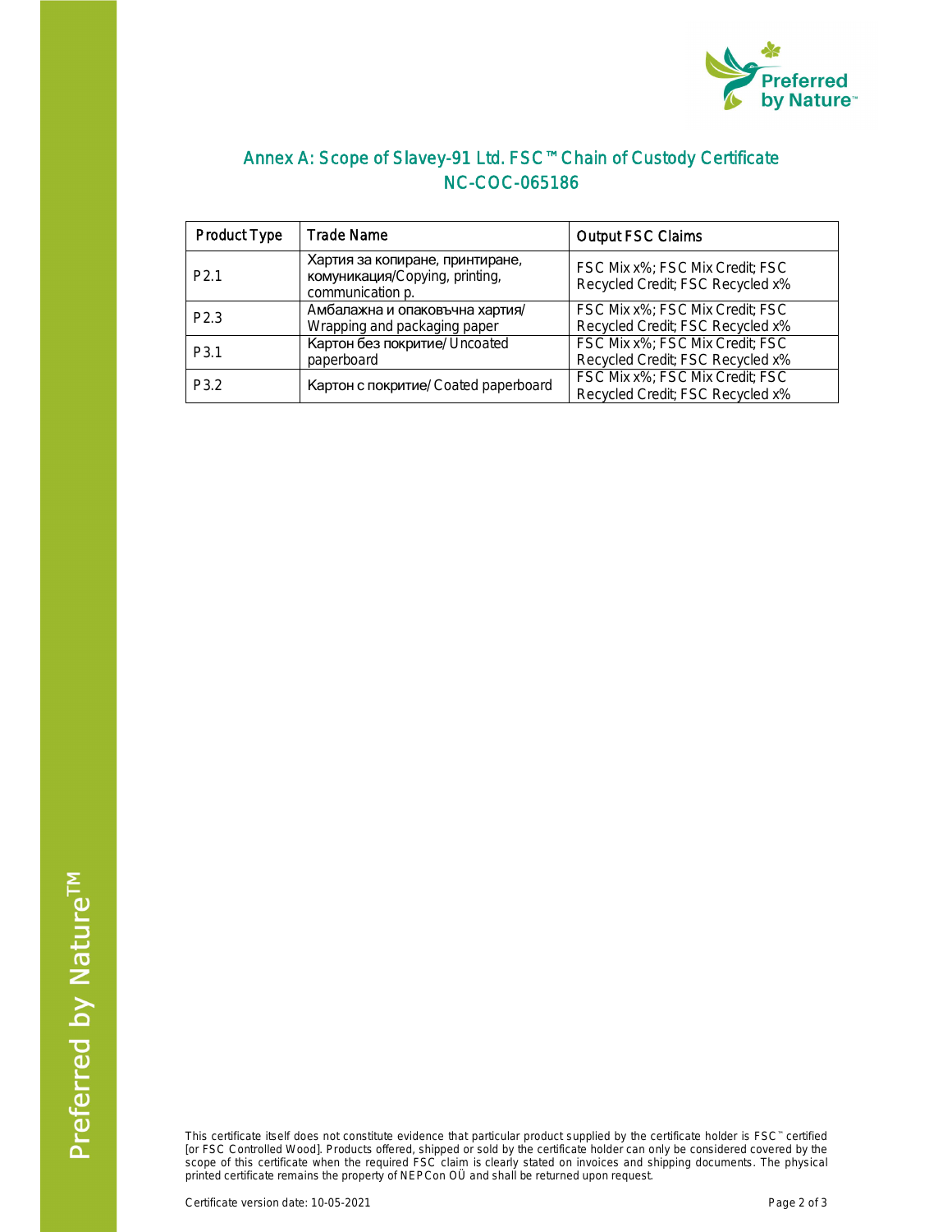# Annex A: Scope of Slavey-91 Ltd. FSC™ Chain of Custody Certificate NC-COC-065186

| Product Type | Trade Name | Output FSC Claims |
|---|---|---|
| P2.1 | Хартия за копиране, принтиране, комуникация/Copying, printing, communication p. | FSC Mix x%; FSC Mix Credit; FSC Recycled Credit; FSC Recycled x% |
| P2.3 | Амбалажна и опаковъчна хартия/ Wrapping and packaging paper | FSC Mix x%; FSC Mix Credit; FSC Recycled Credit; FSC Recycled x% |
| P3.1 | Картон без покритие/ Uncoated paperboard | FSC Mix x%; FSC Mix Credit; FSC Recycled Credit; FSC Recycled x% |
| P3.2 | Картон с покритие/ Coated paperboard | FSC Mix x%; FSC Mix Credit; FSC Recycled Credit; FSC Recycled x% |

This certificate itself does not constitute evidence that particular product supplied by the certificate holder is FSC™ certified [or FSC Controlled Wood]. Products offered, shipped or sold by the certificate holder can only be considered covered by the scope of this certificate when the required FSC claim is clearly stated on invoices and shipping documents. The physical printed certificate remains the property of NEPCon OÜ and shall be returned upon request.

Certificate version date: 10-05-2021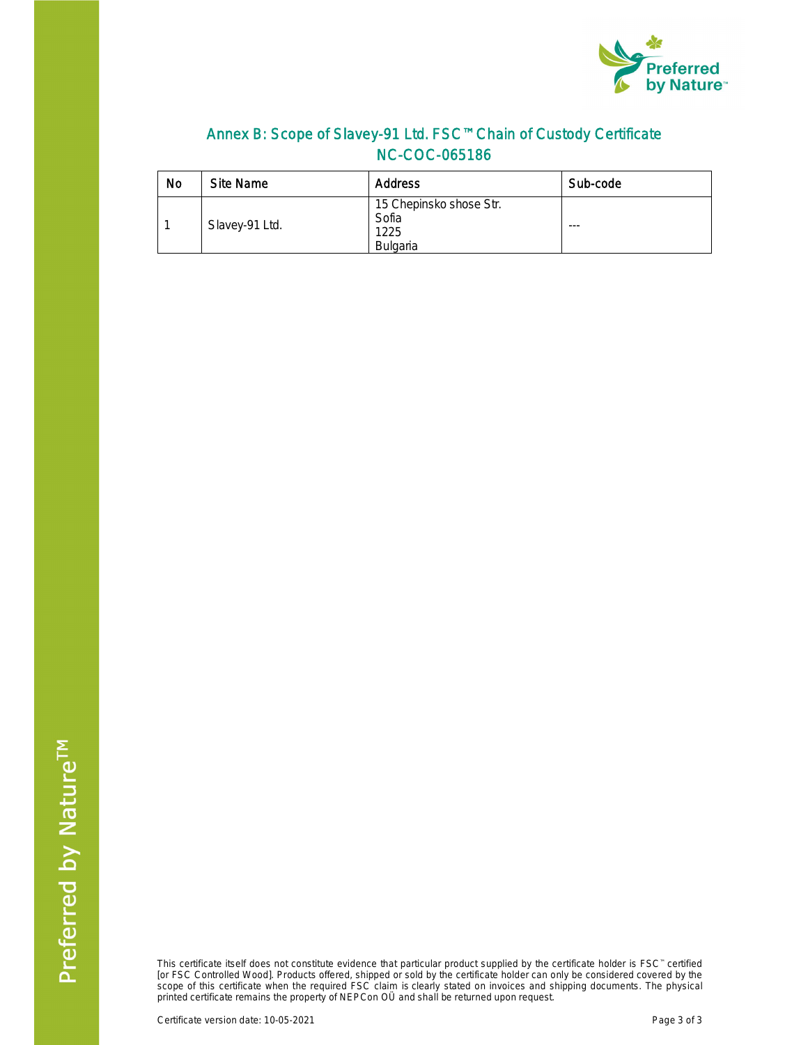## Annex B: Scope of Slavey-91 Ltd. FSC™ Chain of Custody Certificate NC-COC-065186

| No | Site Name | Address | Sub-code |
|---|---|---|---|
| 1 | Slavey-91 Ltd. | 15 Chepinsko shose Str.<br>Sofia<br>1225<br>Bulgaria | --- |

This certificate itself does not constitute evidence that particular product supplied by the certificate holder is FSC™ certified [or FSC Controlled Wood]. Products offered, shipped or sold by the certificate holder can only be considered covered by the scope of this certificate when the required FSC claim is clearly stated on invoices and shipping documents. The physical printed certificate remains the property of NEPCon OÜ and shall be returned upon request.

Certificate version date: 10-05-2021